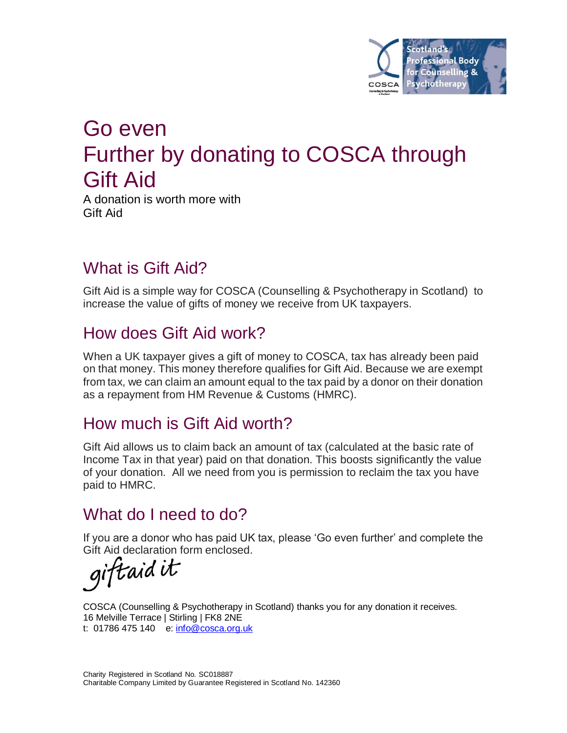Scotland's Professional Body for Counselling & Psychotherapy

# Go even Further by donating to COSCA through Gift Aid

A donation is worth more with Gift Aid

## What is Gift Aid?

Gift Aid is a simple way for COSCA (Counselling & Psychotherapy in Scotland) to increase the value of gifts of money we receive from UK taxpayers.

## How does Gift Aid work?

When a UK taxpayer gives a gift of money to COSCA, tax has already been paid on that money. This money therefore qualifies for Gift Aid. Because we are exempt from tax, we can claim an amount equal to the tax paid by a donor on their donation as a repayment from HM Revenue & Customs (HMRC).

## How much is Gift Aid worth?

Gift Aid allows us to claim back an amount of tax (calculated at the basic rate of Income Tax in that year) paid on that donation. This boosts significantly the value of your donation. All we need from you is permission to reclaim the tax you have paid to HMRC.

## What do I need to do?

If you are a donor who has paid UK tax, please 'Go even further' and complete the Gift Aid declaration form enclosed.

giftaid it

COSCA (Counselling & Psychotherapy in Scotland) thanks you for any donation it receives.
16 Melville Terrace | Stirling | FK8 2NE
t: 01786 475 140 e: info@cosca.org.uk

Charity Registered in Scotland No. SC018887
Charitable Company Limited by Guarantee Registered in Scotland No. 142360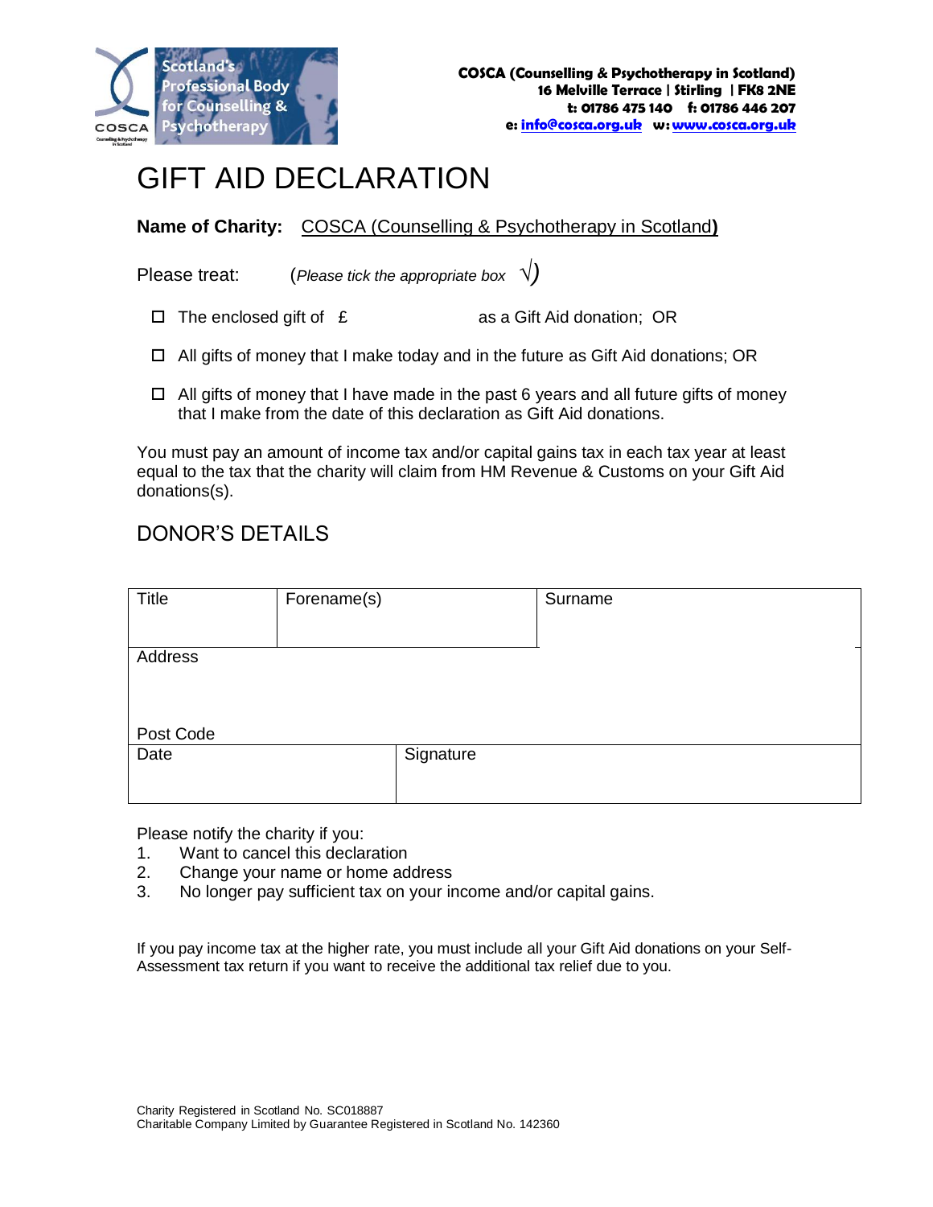COSCA (Counselling & Psychotherapy in Scotland)
16 Melville Terrace | Stirling | FK8 2NE
t: 01786 475 140 f: 01786 446 207
e: info@cosca.org.uk w: www.cosca.org.uk

# GIFT AID DECLARATION

**Name of Charity:** COSCA (Counselling & Psychotherapy in Scotland)

Please treat: (*Please tick the appropriate box* √)

- ☐ The enclosed gift of £ as a Gift Aid donation; OR
- ☐ All gifts of money that I make today and in the future as Gift Aid donations; OR
- ☐ All gifts of money that I have made in the past 6 years and all future gifts of money that I make from the date of this declaration as Gift Aid donations.

You must pay an amount of income tax and/or capital gains tax in each tax year at least equal to the tax that the charity will claim from HM Revenue & Customs on your Gift Aid donations(s).

## DONOR'S DETAILS

| | | |
|---|---|---|
| Title | Forename(s) | Surname |
| Address<br><br>Post Code | | |
| Date | Signature | |

Please notify the charity if you:

1. Want to cancel this declaration
2. Change your name or home address
3. No longer pay sufficient tax on your income and/or capital gains.

If you pay income tax at the higher rate, you must include all your Gift Aid donations on your Self-Assessment tax return if you want to receive the additional tax relief due to you.

Charity Registered in Scotland No. SC018887
Charitable Company Limited by Guarantee Registered in Scotland No. 142360